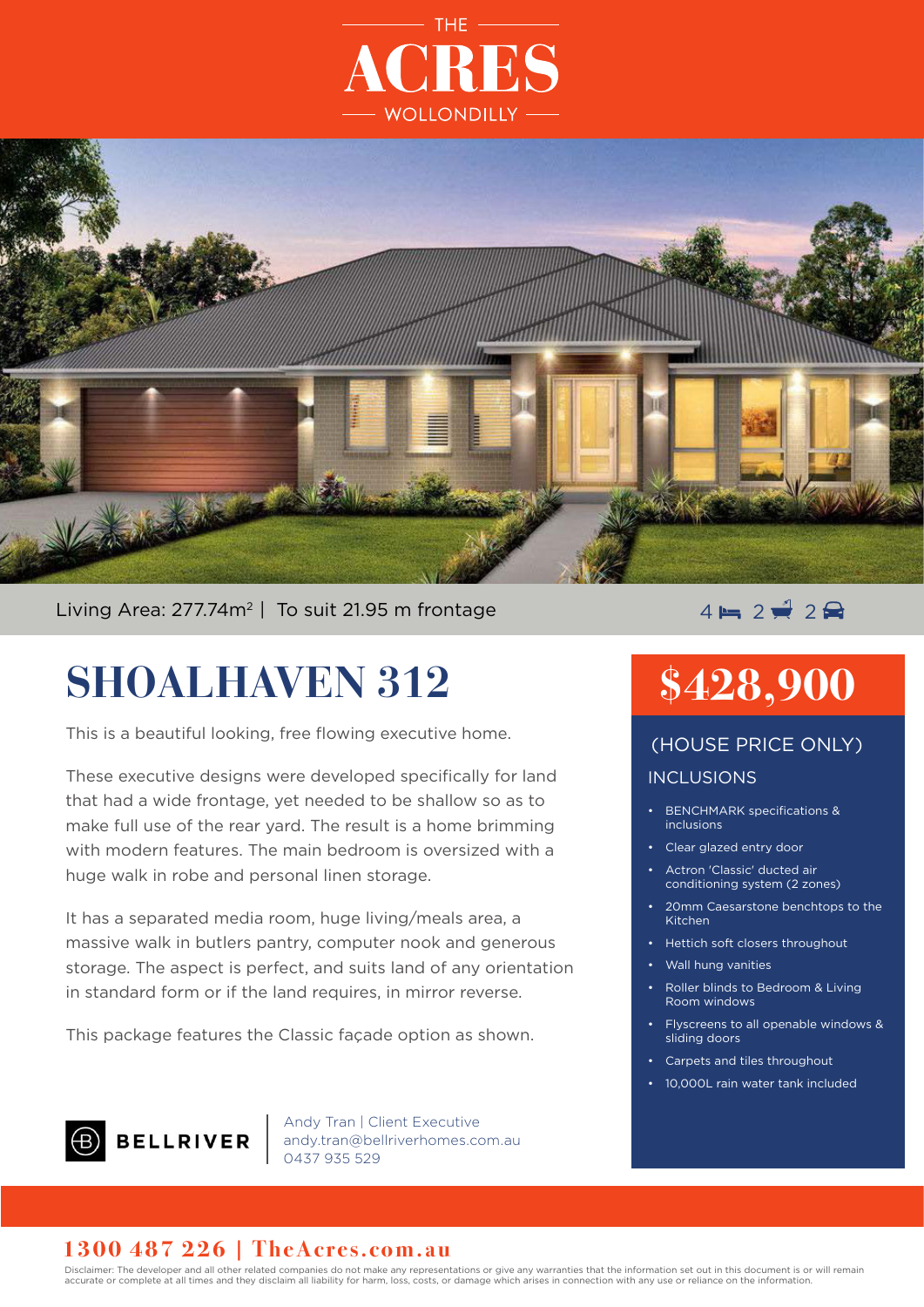THE
# ACRES
WOLLONDILLY

Living Area: 277.74m² | To suit 21.95 m frontage

4 Bed | 2 Bath | 2 Car

# SHOALHAVEN 312

This is a beautiful looking, free flowing executive home.

These executive designs were developed specifically for land that had a wide frontage, yet needed to be shallow so as to make full use of the rear yard. The result is a home brimming with modern features. The main bedroom is oversized with a huge walk in robe and personal linen storage.

It has a separated media room, huge living/meals area, a massive walk in butlers pantry, computer nook and generous storage. The aspect is perfect, and suits land of any orientation in standard form or if the land requires, in mirror reverse.

This package features the Classic façade option as shown.

## $428,900

(HOUSE PRICE ONLY)

### INCLUSIONS

- BENCHMARK specifications & inclusions
- Clear glazed entry door
- Actron 'Classic' ducted air conditioning system (2 zones)
- 20mm Caesarstone benchtops to the Kitchen
- Hettich soft closers throughout
- Wall hung vanities
- Roller blinds to Bedroom & Living Room windows
- Flyscreens to all openable windows & sliding doors
- Carpets and tiles throughout
- 10,000L rain water tank included

BELLRIVER

Andy Tran | Client Executive
andy.tran@bellriverhomes.com.au
0437 935 529

**1300 487 226 | TheAcres.com.au**

Disclaimer: The developer and all other related companies do not make any representations or give any warranties that the information set out in this document is or will remain accurate or complete at all times and they disclaim all liability for harm, loss, costs, or damage which arises in connection with any use or reliance on the information.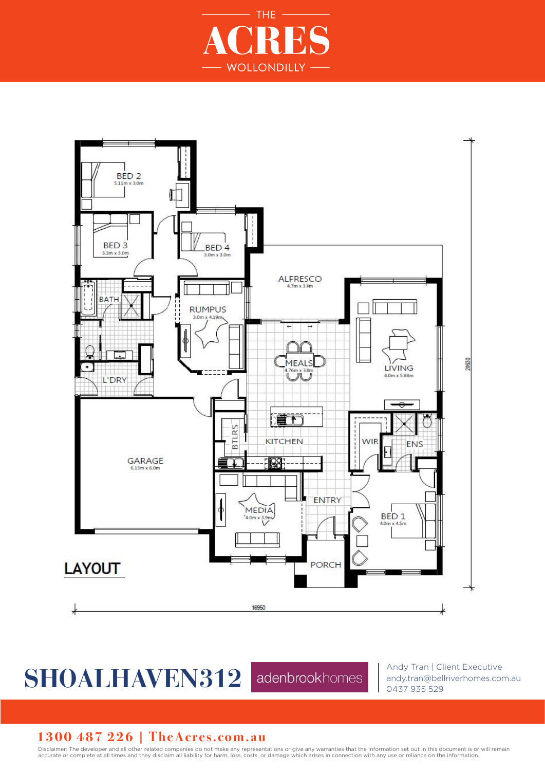THE

# ACRES

WOLLONDILLY

LAYOUT

BED 2
5.11m x 3.0m

BED 3
3.3m x 3.0m

BED 4
3.0m x 3.0m

BATH

RUMPUS
3.0m x 4.19m

L'DRY

ALFRESCO
4.7m x 3.4m

MEALS
4.76m x 3.8m

LIVING
4.0m x 5.88m

GARAGE
6.13m x 6.0m

BTLRS

KITCHEN

WIR

ENS

MEDIA
4.0m x 3.9m

ENTRY

BED 1
4.0m x 4.5m

PORCH

26630

16950

## SHOALHAVEN312

adenbrookhomes

Andy Tran | Client Executive
andy.tran@bellriverhomes.com.au
0437 935 529

**1300 487 226 | TheAcres.com.au**

Disclaimer: The developer and all other related companies do not make any representations or give any warranties that the information set out in this document is or will remain accurate or complete at all times and they disclaim all liability for harm, loss, costs, or damage which arises in connection with any use or reliance on the information.